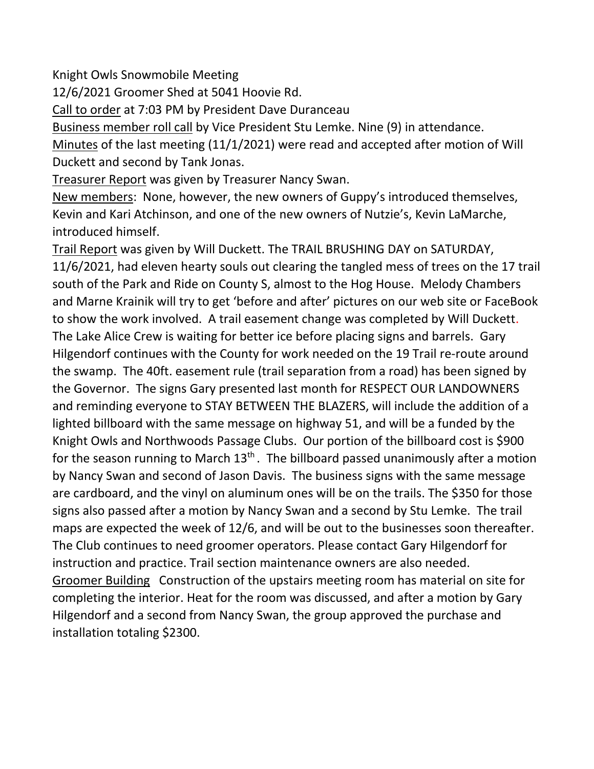Knight Owls Snowmobile Meeting

12/6/2021 Groomer Shed at 5041 Hoovie Rd.

<u>Call to order</u> at 7:03 PM by President Dave Duranceau

<u>Business member roll call</u> by Vice President Stu Lemke. Nine (9) in attendance.

<u>Minutes</u> of the last meeting (11/1/2021) were read and accepted after motion of Will Duckett and second by Tank Jonas.

<u>Treasurer Report</u> was given by Treasurer Nancy Swan.

<u>New members</u>: None, however, the new owners of Guppy's introduced themselves, Kevin and Kari Atchinson, and one of the new owners of Nutzie's, Kevin LaMarche, introduced himself.

<u>Trail Report</u> was given by Will Duckett. The TRAIL BRUSHING DAY on SATURDAY, 11/6/2021, had eleven hearty souls out clearing the tangled mess of trees on the 17 trail south of the Park and Ride on County S, almost to the Hog House. Melody Chambers and Marne Krainik will try to get 'before and after' pictures on our web site or FaceBook to show the work involved. A trail easement change was completed by Will Duckett. The Lake Alice Crew is waiting for better ice before placing signs and barrels. Gary Hilgendorf continues with the County for work needed on the 19 Trail re-route around the swamp. The 40ft. easement rule (trail separation from a road) has been signed by the Governor. The signs Gary presented last month for RESPECT OUR LANDOWNERS and reminding everyone to STAY BETWEEN THE BLAZERS, will include the addition of a lighted billboard with the same message on highway 51, and will be a funded by the Knight Owls and Northwoods Passage Clubs. Our portion of the billboard cost is $900 for the season running to March 13th. The billboard passed unanimously after a motion by Nancy Swan and second of Jason Davis. The business signs with the same message are cardboard, and the vinyl on aluminum ones will be on the trails. The $350 for those signs also passed after a motion by Nancy Swan and a second by Stu Lemke. The trail maps are expected the week of 12/6, and will be out to the businesses soon thereafter. The Club continues to need groomer operators. Please contact Gary Hilgendorf for instruction and practice. Trail section maintenance owners are also needed.

<u>Groomer Building</u> Construction of the upstairs meeting room has material on site for completing the interior. Heat for the room was discussed, and after a motion by Gary Hilgendorf and a second from Nancy Swan, the group approved the purchase and installation totaling $2300.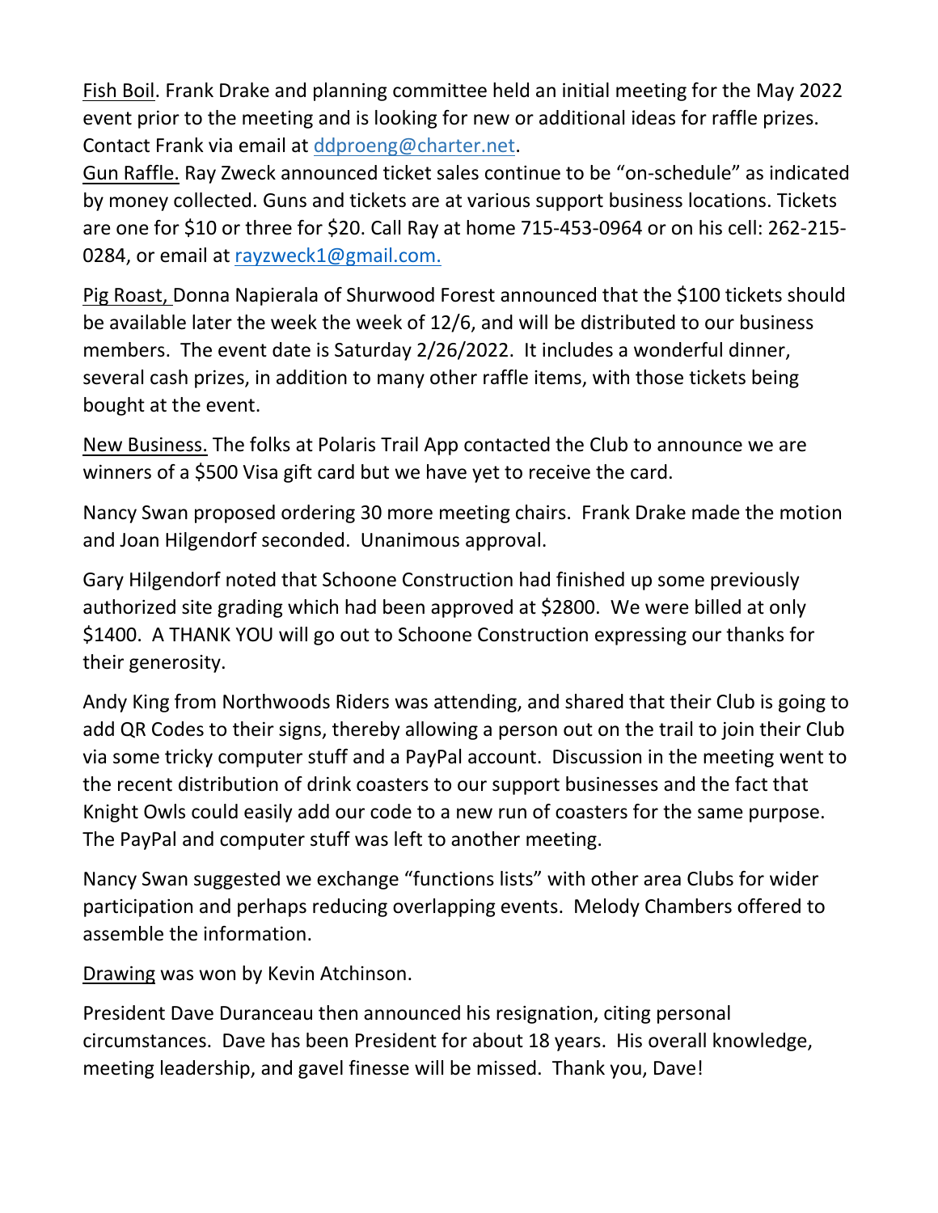Fish Boil. Frank Drake and planning committee held an initial meeting for the May 2022 event prior to the meeting and is looking for new or additional ideas for raffle prizes. Contact Frank via email at ddproeng@charter.net.

Gun Raffle. Ray Zweck announced ticket sales continue to be "on-schedule" as indicated by money collected. Guns and tickets are at various support business locations. Tickets are one for $10 or three for $20. Call Ray at home 715-453-0964 or on his cell: 262-215-0284, or email at rayzweck1@gmail.com.

Pig Roast, Donna Napierala of Shurwood Forest announced that the $100 tickets should be available later the week the week of 12/6, and will be distributed to our business members. The event date is Saturday 2/26/2022. It includes a wonderful dinner, several cash prizes, in addition to many other raffle items, with those tickets being bought at the event.

New Business. The folks at Polaris Trail App contacted the Club to announce we are winners of a $500 Visa gift card but we have yet to receive the card.

Nancy Swan proposed ordering 30 more meeting chairs. Frank Drake made the motion and Joan Hilgendorf seconded. Unanimous approval.

Gary Hilgendorf noted that Schoone Construction had finished up some previously authorized site grading which had been approved at $2800. We were billed at only $1400. A THANK YOU will go out to Schoone Construction expressing our thanks for their generosity.

Andy King from Northwoods Riders was attending, and shared that their Club is going to add QR Codes to their signs, thereby allowing a person out on the trail to join their Club via some tricky computer stuff and a PayPal account. Discussion in the meeting went to the recent distribution of drink coasters to our support businesses and the fact that Knight Owls could easily add our code to a new run of coasters for the same purpose. The PayPal and computer stuff was left to another meeting.

Nancy Swan suggested we exchange "functions lists" with other area Clubs for wider participation and perhaps reducing overlapping events. Melody Chambers offered to assemble the information.

Drawing was won by Kevin Atchinson.

President Dave Duranceau then announced his resignation, citing personal circumstances. Dave has been President for about 18 years. His overall knowledge, meeting leadership, and gavel finesse will be missed. Thank you, Dave!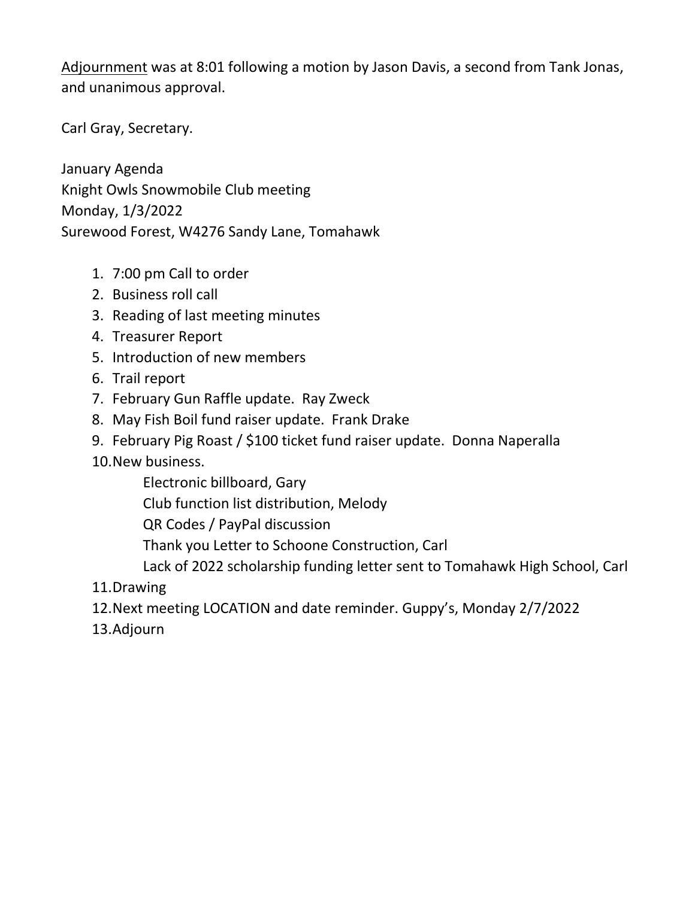Adjournment was at 8:01 following a motion by Jason Davis, a second from Tank Jonas, and unanimous approval.

Carl Gray, Secretary.

January Agenda
Knight Owls Snowmobile Club meeting
Monday, 1/3/2022
Surewood Forest, W4276 Sandy Lane, Tomahawk

1. 7:00 pm Call to order
2. Business roll call
3. Reading of last meeting minutes
4. Treasurer Report
5. Introduction of new members
6. Trail report
7. February Gun Raffle update. Ray Zweck
8. May Fish Boil fund raiser update. Frank Drake
9. February Pig Roast / $100 ticket fund raiser update. Donna Naperalla
10. New business.
    - Electronic billboard, Gary
    - Club function list distribution, Melody
    - QR Codes / PayPal discussion
    - Thank you Letter to Schoone Construction, Carl
    - Lack of 2022 scholarship funding letter sent to Tomahawk High School, Carl
11. Drawing
12. Next meeting LOCATION and date reminder. Guppy's, Monday 2/7/2022
13. Adjourn